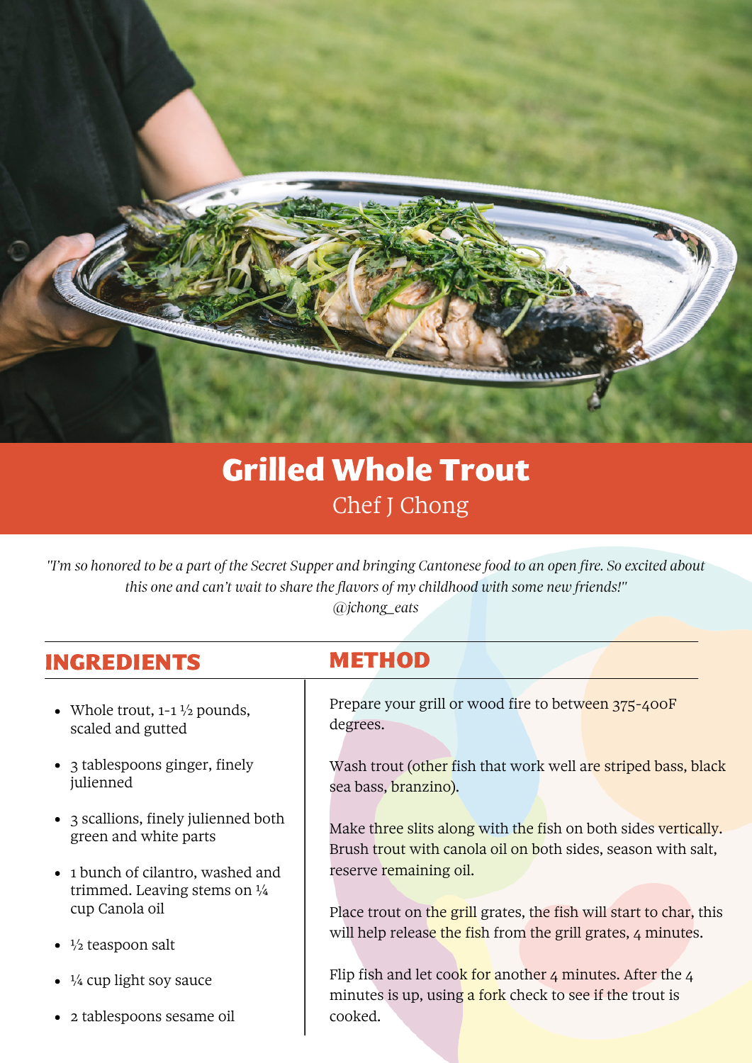# Grilled Whole Trout

Chef J Chong

*"I'm so honored to be a part of the Secret Supper and bringing Cantonese food to an open fire. So excited about this one and can't wait to share the flavors of my childhood with some new friends!"*
*@jchong_eats*

## INGREDIENTS

- Whole trout, 1-1 ½ pounds, scaled and gutted
- 3 tablespoons ginger, finely julienned
- 3 scallions, finely julienned both green and white parts
- 1 bunch of cilantro, washed and trimmed. Leaving stems on ¼ cup Canola oil
- ½ teaspoon salt
- ¼ cup light soy sauce
- 2 tablespoons sesame oil

## METHOD

Prepare your grill or wood fire to between 375-400F degrees.

Wash trout (other fish that work well are striped bass, black sea bass, branzino).

Make three slits along with the fish on both sides vertically. Brush trout with canola oil on both sides, season with salt, reserve remaining oil.

Place trout on the grill grates, the fish will start to char, this will help release the fish from the grill grates, 4 minutes.

Flip fish and let cook for another 4 minutes. After the 4 minutes is up, using a fork check to see if the trout is cooked.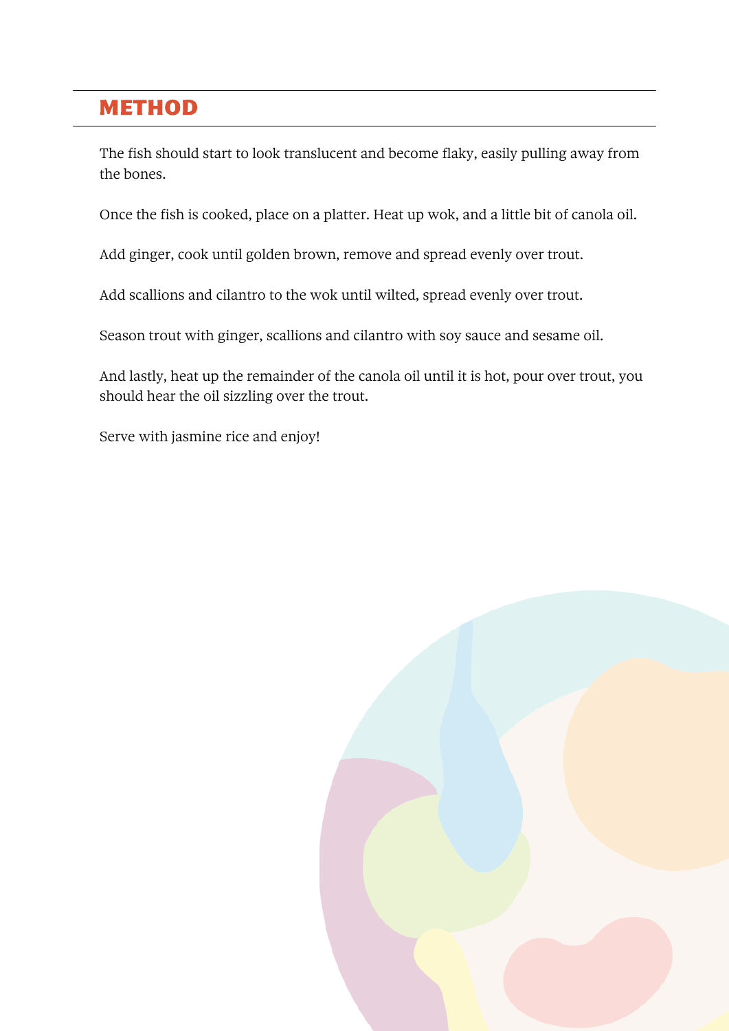## METHOD

The fish should start to look translucent and become flaky, easily pulling away from the bones.

Once the fish is cooked, place on a platter. Heat up wok, and a little bit of canola oil.

Add ginger, cook until golden brown, remove and spread evenly over trout.

Add scallions and cilantro to the wok until wilted, spread evenly over trout.

Season trout with ginger, scallions and cilantro with soy sauce and sesame oil.

And lastly, heat up the remainder of the canola oil until it is hot, pour over trout, you should hear the oil sizzling over the trout.

Serve with jasmine rice and enjoy!